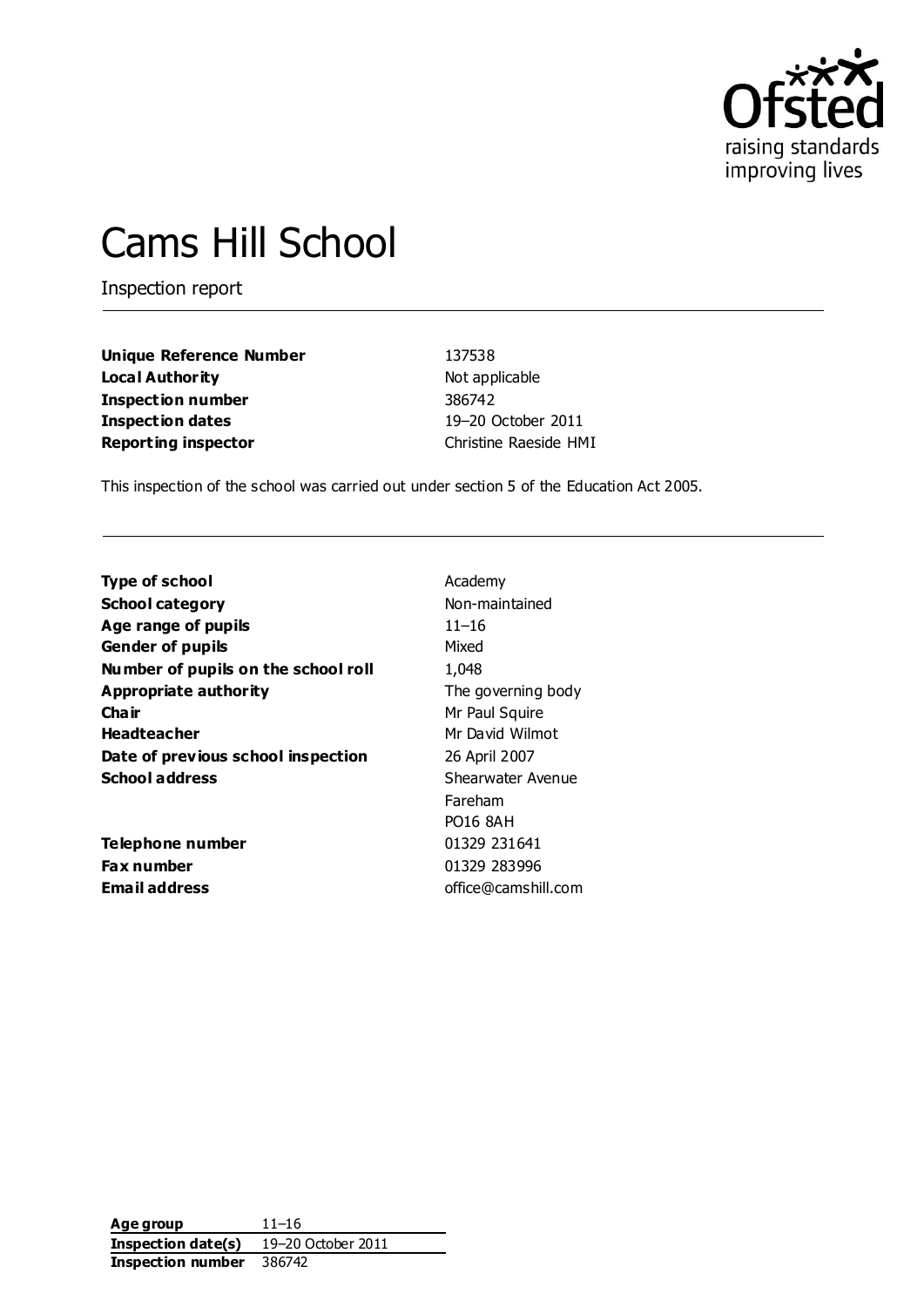# Cams Hill School

Inspection report

| | |
|---|---|
| **Unique Reference Number** | 137538 |
| **Local Authority** | Not applicable |
| **Inspection number** | 386742 |
| **Inspection dates** | 19–20 October 2011 |
| **Reporting inspector** | Christine Raeside HMI |

This inspection of the school was carried out under section 5 of the Education Act 2005.

| | |
|---|---|
| **Type of school** | Academy |
| **School category** | Non-maintained |
| **Age range of pupils** | 11–16 |
| **Gender of pupils** | Mixed |
| **Number of pupils on the school roll** | 1,048 |
| **Appropriate authority** | The governing body |
| **Chair** | Mr Paul Squire |
| **Headteacher** | Mr David Wilmot |
| **Date of previous school inspection** | 26 April 2007 |
| **School address** | Shearwater Avenue<br>Fareham<br>PO16 8AH |
| **Telephone number** | 01329 231641 |
| **Fax number** | 01329 283996 |
| **Email address** | office@camshill.com |

| | |
|---|---|
| **Age group** | 11–16 |
| **Inspection date(s)** | 19–20 October 2011 |
| **Inspection number** | 386742 |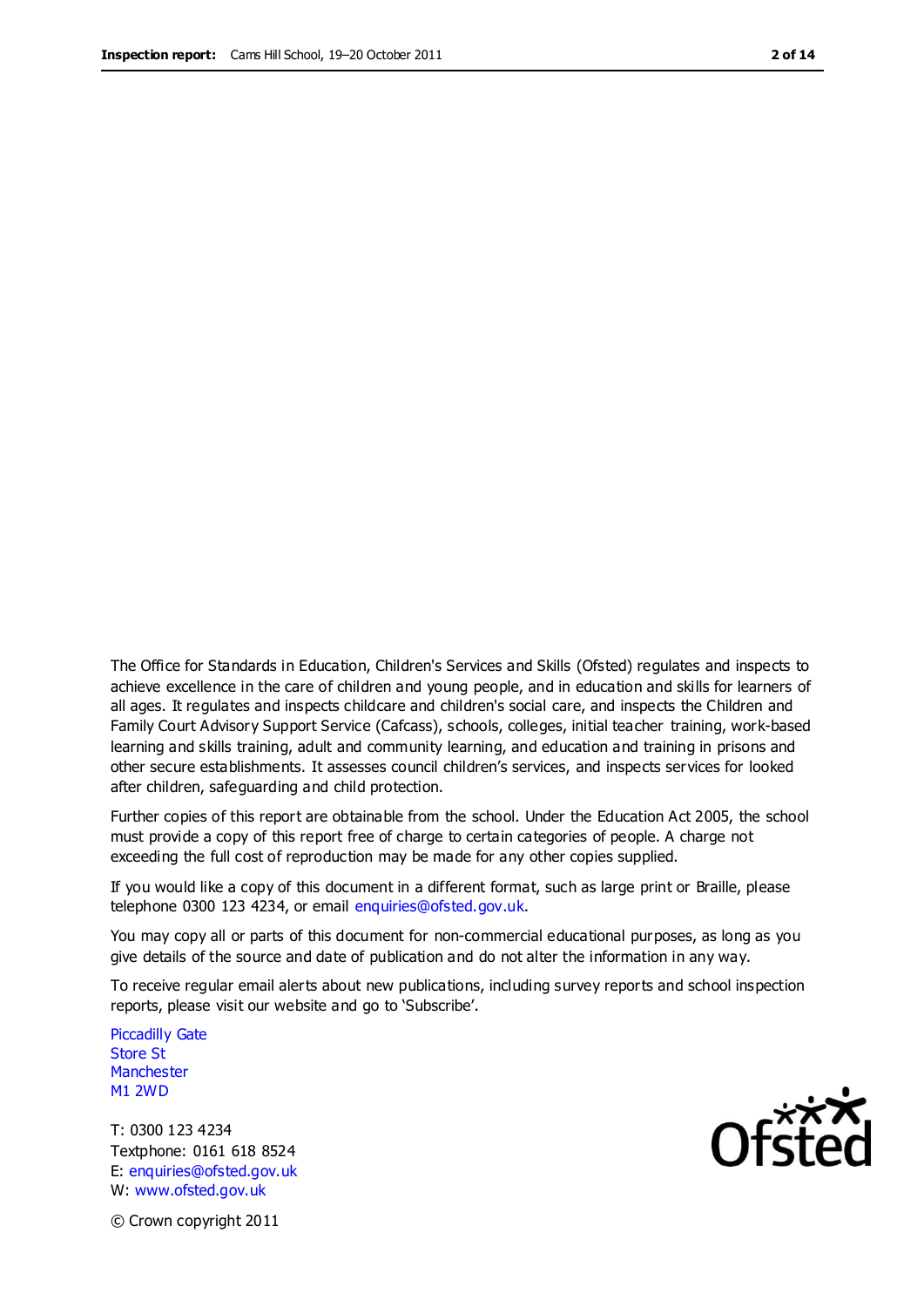The Office for Standards in Education, Children's Services and Skills (Ofsted) regulates and inspects to achieve excellence in the care of children and young people, and in education and skills for learners of all ages. It regulates and inspects childcare and children's social care, and inspects the Children and Family Court Advisory Support Service (Cafcass), schools, colleges, initial teacher training, work-based learning and skills training, adult and community learning, and education and training in prisons and other secure establishments. It assesses council children's services, and inspects services for looked after children, safeguarding and child protection.

Further copies of this report are obtainable from the school. Under the Education Act 2005, the school must provide a copy of this report free of charge to certain categories of people. A charge not exceeding the full cost of reproduction may be made for any other copies supplied.

If you would like a copy of this document in a different format, such as large print or Braille, please telephone 0300 123 4234, or email enquiries@ofsted.gov.uk.

You may copy all or parts of this document for non-commercial educational purposes, as long as you give details of the source and date of publication and do not alter the information in any way.

To receive regular email alerts about new publications, including survey reports and school inspection reports, please visit our website and go to 'Subscribe'.

Piccadilly Gate
Store St
Manchester
M1 2WD

T: 0300 123 4234
Textphone: 0161 618 8524
E: enquiries@ofsted.gov.uk
W: www.ofsted.gov.uk

© Crown copyright 2011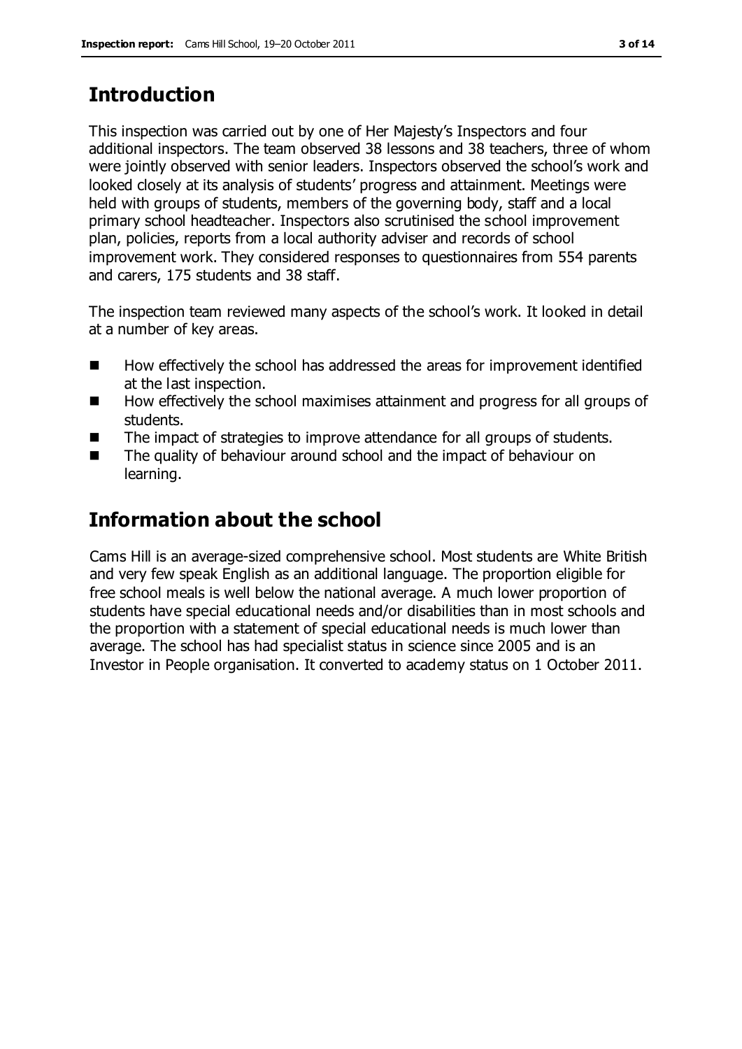## Introduction

This inspection was carried out by one of Her Majesty's Inspectors and four additional inspectors. The team observed 38 lessons and 38 teachers, three of whom were jointly observed with senior leaders. Inspectors observed the school's work and looked closely at its analysis of students' progress and attainment. Meetings were held with groups of students, members of the governing body, staff and a local primary school headteacher. Inspectors also scrutinised the school improvement plan, policies, reports from a local authority adviser and records of school improvement work. They considered responses to questionnaires from 554 parents and carers, 175 students and 38 staff.

The inspection team reviewed many aspects of the school's work. It looked in detail at a number of key areas.

- How effectively the school has addressed the areas for improvement identified at the last inspection.
- How effectively the school maximises attainment and progress for all groups of students.
- The impact of strategies to improve attendance for all groups of students.
- The quality of behaviour around school and the impact of behaviour on learning.

## Information about the school

Cams Hill is an average-sized comprehensive school. Most students are White British and very few speak English as an additional language. The proportion eligible for free school meals is well below the national average. A much lower proportion of students have special educational needs and/or disabilities than in most schools and the proportion with a statement of special educational needs is much lower than average. The school has had specialist status in science since 2005 and is an Investor in People organisation. It converted to academy status on 1 October 2011.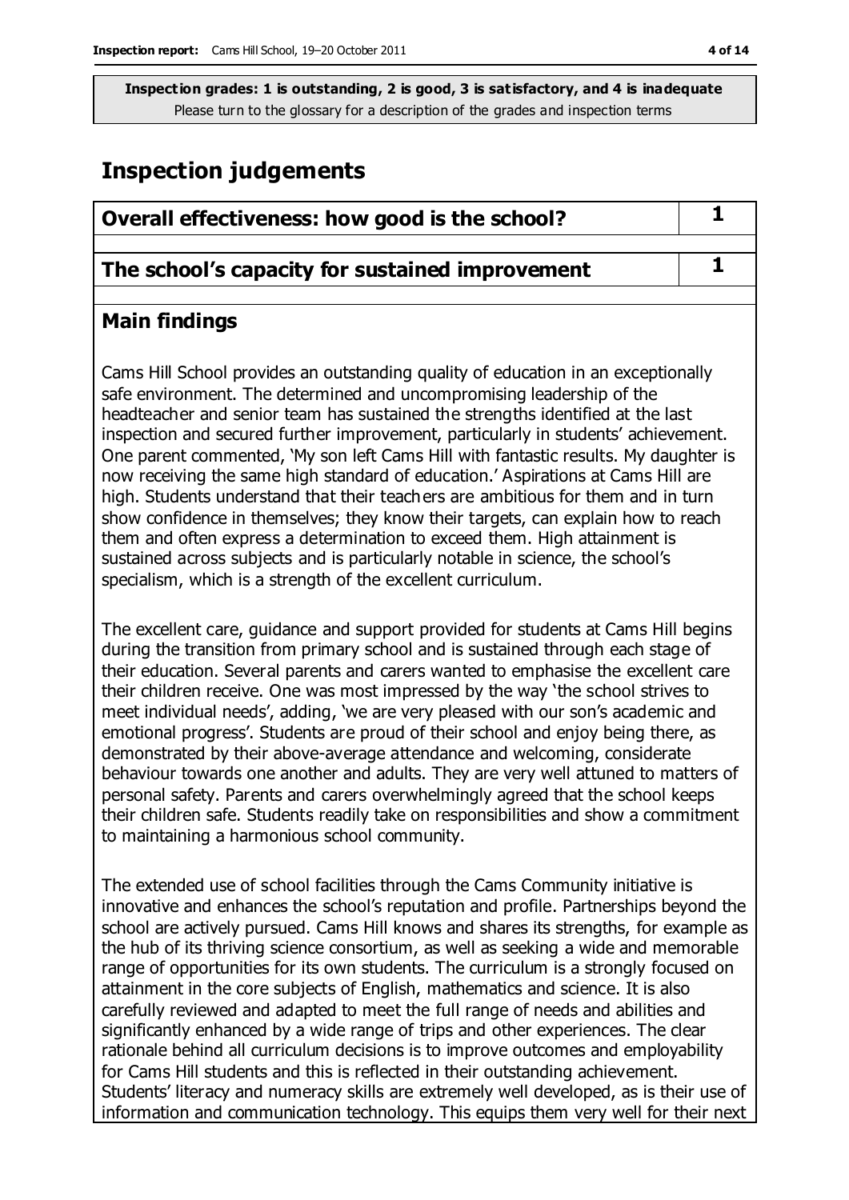**Inspection grades: 1 is outstanding, 2 is good, 3 is satisfactory, and 4 is inadequate**
Please turn to the glossary for a description of the grades and inspection terms

# Inspection judgements

| Overall effectiveness: how good is the school? | 1 |
|---|---|
| **The school's capacity for sustained improvement** | **1** |

## Main findings

Cams Hill School provides an outstanding quality of education in an exceptionally safe environment. The determined and uncompromising leadership of the headteacher and senior team has sustained the strengths identified at the last inspection and secured further improvement, particularly in students' achievement. One parent commented, 'My son left Cams Hill with fantastic results. My daughter is now receiving the same high standard of education.' Aspirations at Cams Hill are high. Students understand that their teachers are ambitious for them and in turn show confidence in themselves; they know their targets, can explain how to reach them and often express a determination to exceed them. High attainment is sustained across subjects and is particularly notable in science, the school's specialism, which is a strength of the excellent curriculum.

The excellent care, guidance and support provided for students at Cams Hill begins during the transition from primary school and is sustained through each stage of their education. Several parents and carers wanted to emphasise the excellent care their children receive. One was most impressed by the way 'the school strives to meet individual needs', adding, 'we are very pleased with our son's academic and emotional progress'. Students are proud of their school and enjoy being there, as demonstrated by their above-average attendance and welcoming, considerate behaviour towards one another and adults. They are very well attuned to matters of personal safety. Parents and carers overwhelmingly agreed that the school keeps their children safe. Students readily take on responsibilities and show a commitment to maintaining a harmonious school community.

The extended use of school facilities through the Cams Community initiative is innovative and enhances the school's reputation and profile. Partnerships beyond the school are actively pursued. Cams Hill knows and shares its strengths, for example as the hub of its thriving science consortium, as well as seeking a wide and memorable range of opportunities for its own students. The curriculum is a strongly focused on attainment in the core subjects of English, mathematics and science. It is also carefully reviewed and adapted to meet the full range of needs and abilities and significantly enhanced by a wide range of trips and other experiences. The clear rationale behind all curriculum decisions is to improve outcomes and employability for Cams Hill students and this is reflected in their outstanding achievement. Students' literacy and numeracy skills are extremely well developed, as is their use of information and communication technology. This equips them very well for their next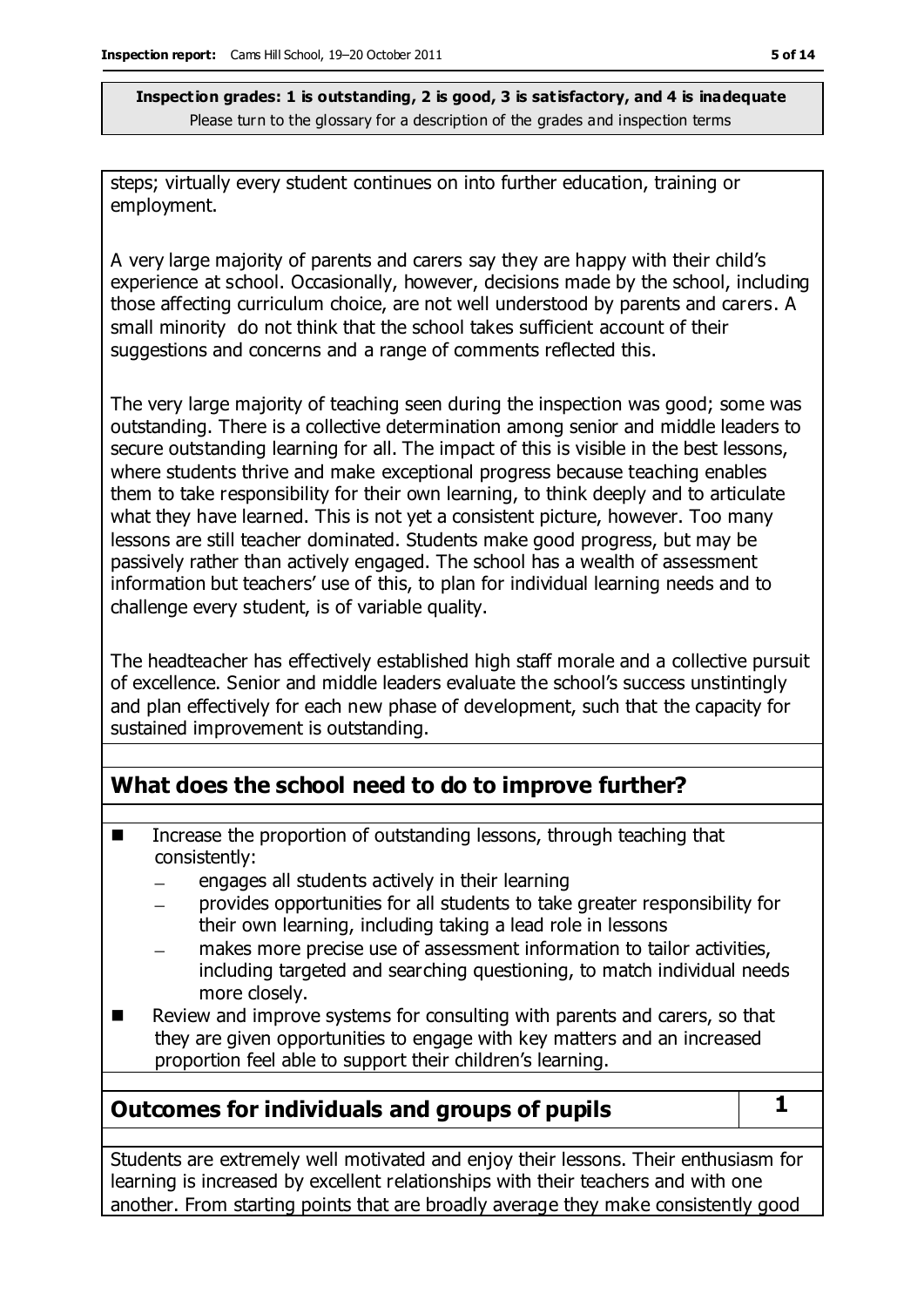**Inspection grades: 1 is outstanding, 2 is good, 3 is satisfactory, and 4 is inadequate**
Please turn to the glossary for a description of the grades and inspection terms

steps; virtually every student continues on into further education, training or employment.

A very large majority of parents and carers say they are happy with their child's experience at school. Occasionally, however, decisions made by the school, including those affecting curriculum choice, are not well understood by parents and carers. A small minority do not think that the school takes sufficient account of their suggestions and concerns and a range of comments reflected this.

The very large majority of teaching seen during the inspection was good; some was outstanding. There is a collective determination among senior and middle leaders to secure outstanding learning for all. The impact of this is visible in the best lessons, where students thrive and make exceptional progress because teaching enables them to take responsibility for their own learning, to think deeply and to articulate what they have learned. This is not yet a consistent picture, however. Too many lessons are still teacher dominated. Students make good progress, but may be passively rather than actively engaged. The school has a wealth of assessment information but teachers' use of this, to plan for individual learning needs and to challenge every student, is of variable quality.

The headteacher has effectively established high staff morale and a collective pursuit of excellence. Senior and middle leaders evaluate the school's success unstintingly and plan effectively for each new phase of development, such that the capacity for sustained improvement is outstanding.

## What does the school need to do to improve further?

- Increase the proportion of outstanding lessons, through teaching that consistently:
  - engages all students actively in their learning
  - provides opportunities for all students to take greater responsibility for their own learning, including taking a lead role in lessons
  - makes more precise use of assessment information to tailor activities, including targeted and searching questioning, to match individual needs more closely.
- Review and improve systems for consulting with parents and carers, so that they are given opportunities to engage with key matters and an increased proportion feel able to support their children's learning.

## Outcomes for individuals and groups of pupils — 1

Students are extremely well motivated and enjoy their lessons. Their enthusiasm for learning is increased by excellent relationships with their teachers and with one another. From starting points that are broadly average they make consistently good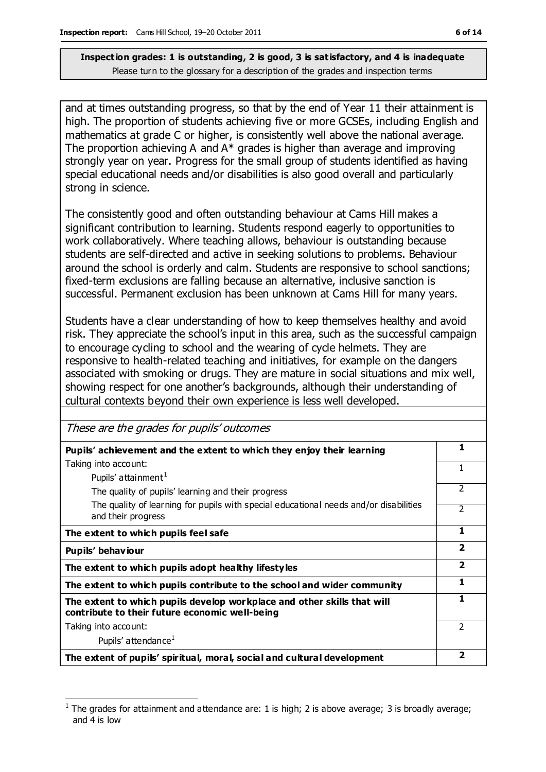**Inspection grades: 1 is outstanding, 2 is good, 3 is satisfactory, and 4 is inadequate**
Please turn to the glossary for a description of the grades and inspection terms

and at times outstanding progress, so that by the end of Year 11 their attainment is high. The proportion of students achieving five or more GCSEs, including English and mathematics at grade C or higher, is consistently well above the national average. The proportion achieving A and A* grades is higher than average and improving strongly year on year. Progress for the small group of students identified as having special educational needs and/or disabilities is also good overall and particularly strong in science.

The consistently good and often outstanding behaviour at Cams Hill makes a significant contribution to learning. Students respond eagerly to opportunities to work collaboratively. Where teaching allows, behaviour is outstanding because students are self-directed and active in seeking solutions to problems. Behaviour around the school is orderly and calm. Students are responsive to school sanctions; fixed-term exclusions are falling because an alternative, inclusive sanction is successful. Permanent exclusion has been unknown at Cams Hill for many years.

Students have a clear understanding of how to keep themselves healthy and avoid risk. They appreciate the school's input in this area, such as the successful campaign to encourage cycling to school and the wearing of cycle helmets. They are responsive to health-related teaching and initiatives, for example on the dangers associated with smoking or drugs. They are mature in social situations and mix well, showing respect for one another's backgrounds, although their understanding of cultural contexts beyond their own experience is less well developed.

*These are the grades for pupils' outcomes*

| | |
|---|---|
| **Pupils' achievement and the extent to which they enjoy their learning** | **1** |
| Taking into account: Pupils' attainment[1] | 1 |
| The quality of pupils' learning and their progress | 2 |
| The quality of learning for pupils with special educational needs and/or disabilities and their progress | 2 |
| **The extent to which pupils feel safe** | **1** |
| **Pupils' behaviour** | **2** |
| **The extent to which pupils adopt healthy lifestyles** | **2** |
| **The extent to which pupils contribute to the school and wider community** | **1** |
| **The extent to which pupils develop workplace and other skills that will contribute to their future economic well-being** | **1** |
| Taking into account: Pupils' attendance[1] | 2 |
| **The extent of pupils' spiritual, moral, social and cultural development** | **2** |

[1] The grades for attainment and attendance are: 1 is high; 2 is above average; 3 is broadly average; and 4 is low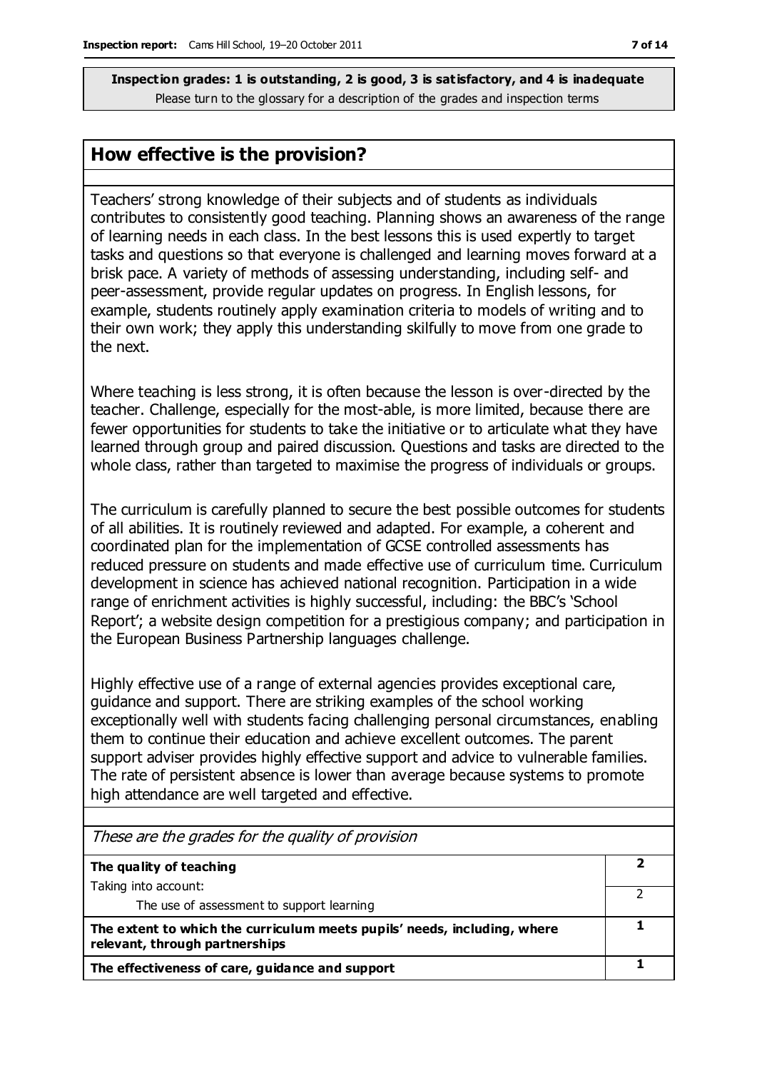**Inspection grades: 1 is outstanding, 2 is good, 3 is satisfactory, and 4 is inadequate**
Please turn to the glossary for a description of the grades and inspection terms

## How effective is the provision?

Teachers' strong knowledge of their subjects and of students as individuals contributes to consistently good teaching. Planning shows an awareness of the range of learning needs in each class. In the best lessons this is used expertly to target tasks and questions so that everyone is challenged and learning moves forward at a brisk pace. A variety of methods of assessing understanding, including self- and peer-assessment, provide regular updates on progress. In English lessons, for example, students routinely apply examination criteria to models of writing and to their own work; they apply this understanding skilfully to move from one grade to the next.

Where teaching is less strong, it is often because the lesson is over-directed by the teacher. Challenge, especially for the most-able, is more limited, because there are fewer opportunities for students to take the initiative or to articulate what they have learned through group and paired discussion. Questions and tasks are directed to the whole class, rather than targeted to maximise the progress of individuals or groups.

The curriculum is carefully planned to secure the best possible outcomes for students of all abilities. It is routinely reviewed and adapted. For example, a coherent and coordinated plan for the implementation of GCSE controlled assessments has reduced pressure on students and made effective use of curriculum time. Curriculum development in science has achieved national recognition. Participation in a wide range of enrichment activities is highly successful, including: the BBC's 'School Report'; a website design competition for a prestigious company; and participation in the European Business Partnership languages challenge.

Highly effective use of a range of external agencies provides exceptional care, guidance and support. There are striking examples of the school working exceptionally well with students facing challenging personal circumstances, enabling them to continue their education and achieve excellent outcomes. The parent support adviser provides highly effective support and advice to vulnerable families. The rate of persistent absence is lower than average because systems to promote high attendance are well targeted and effective.

| *These are the grades for the quality of provision* | |
|---|---|
| **The quality of teaching** | **2** |
| Taking into account:<br>The use of assessment to support learning | 2 |
| **The extent to which the curriculum meets pupils' needs, including, where relevant, through partnerships** | **1** |
| **The effectiveness of care, guidance and support** | **1** |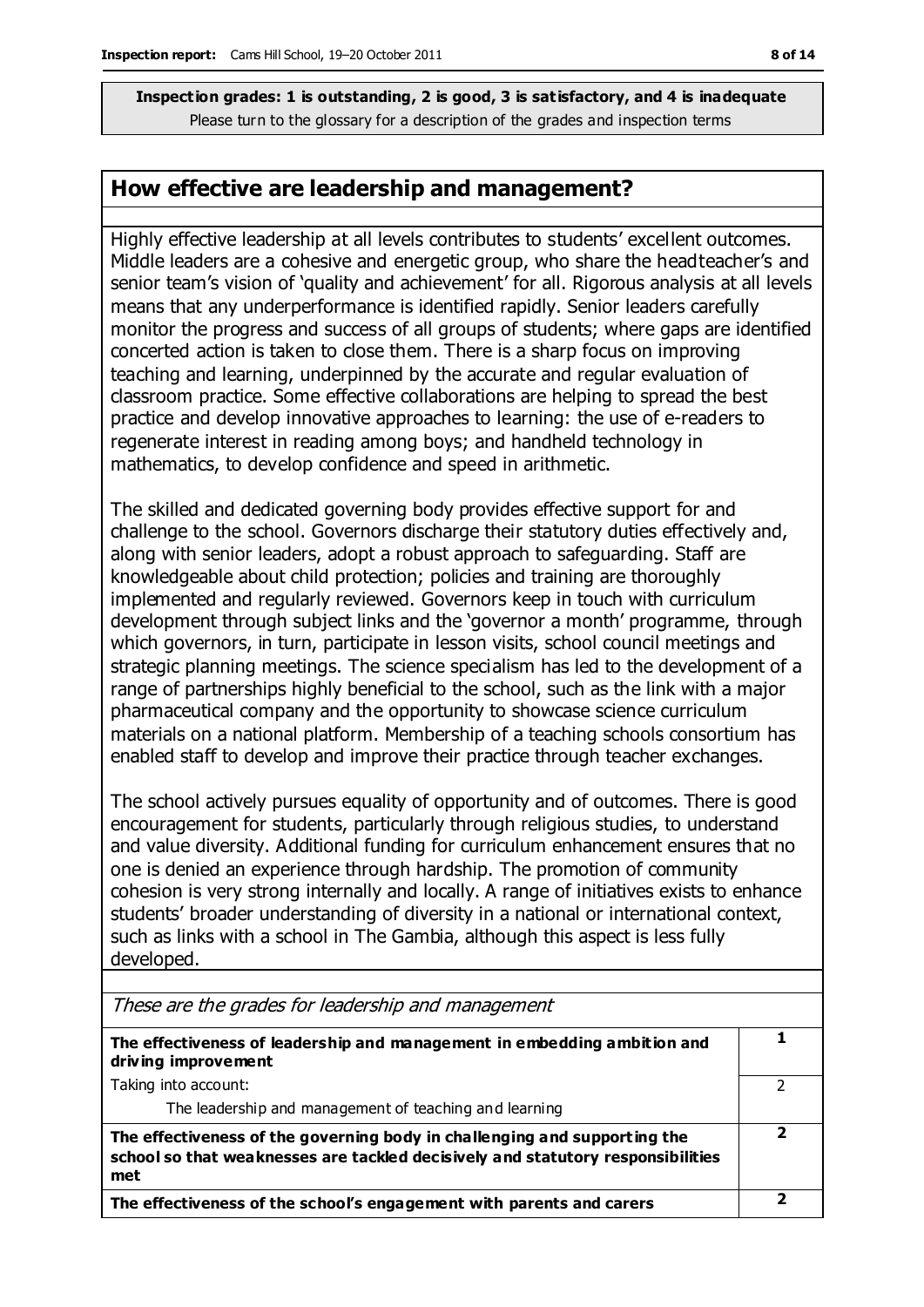**Inspection grades: 1 is outstanding, 2 is good, 3 is satisfactory, and 4 is inadequate**
Please turn to the glossary for a description of the grades and inspection terms

## How effective are leadership and management?

Highly effective leadership at all levels contributes to students' excellent outcomes. Middle leaders are a cohesive and energetic group, who share the headteacher's and senior team's vision of 'quality and achievement' for all. Rigorous analysis at all levels means that any underperformance is identified rapidly. Senior leaders carefully monitor the progress and success of all groups of students; where gaps are identified concerted action is taken to close them. There is a sharp focus on improving teaching and learning, underpinned by the accurate and regular evaluation of classroom practice. Some effective collaborations are helping to spread the best practice and develop innovative approaches to learning: the use of e-readers to regenerate interest in reading among boys; and handheld technology in mathematics, to develop confidence and speed in arithmetic.

The skilled and dedicated governing body provides effective support for and challenge to the school. Governors discharge their statutory duties effectively and, along with senior leaders, adopt a robust approach to safeguarding. Staff are knowledgeable about child protection; policies and training are thoroughly implemented and regularly reviewed. Governors keep in touch with curriculum development through subject links and the 'governor a month' programme, through which governors, in turn, participate in lesson visits, school council meetings and strategic planning meetings. The science specialism has led to the development of a range of partnerships highly beneficial to the school, such as the link with a major pharmaceutical company and the opportunity to showcase science curriculum materials on a national platform. Membership of a teaching schools consortium has enabled staff to develop and improve their practice through teacher exchanges.

The school actively pursues equality of opportunity and of outcomes. There is good encouragement for students, particularly through religious studies, to understand and value diversity. Additional funding for curriculum enhancement ensures that no one is denied an experience through hardship. The promotion of community cohesion is very strong internally and locally. A range of initiatives exists to enhance students' broader understanding of diversity in a national or international context, such as links with a school in The Gambia, although this aspect is less fully developed.

| *These are the grades for leadership and management* | |
|---|---|
| **The effectiveness of leadership and management in embedding ambition and driving improvement** | **1** |
| Taking into account: The leadership and management of teaching and learning | 2 |
| **The effectiveness of the governing body in challenging and supporting the school so that weaknesses are tackled decisively and statutory responsibilities met** | **2** |
| **The effectiveness of the school's engagement with parents and carers** | **2** |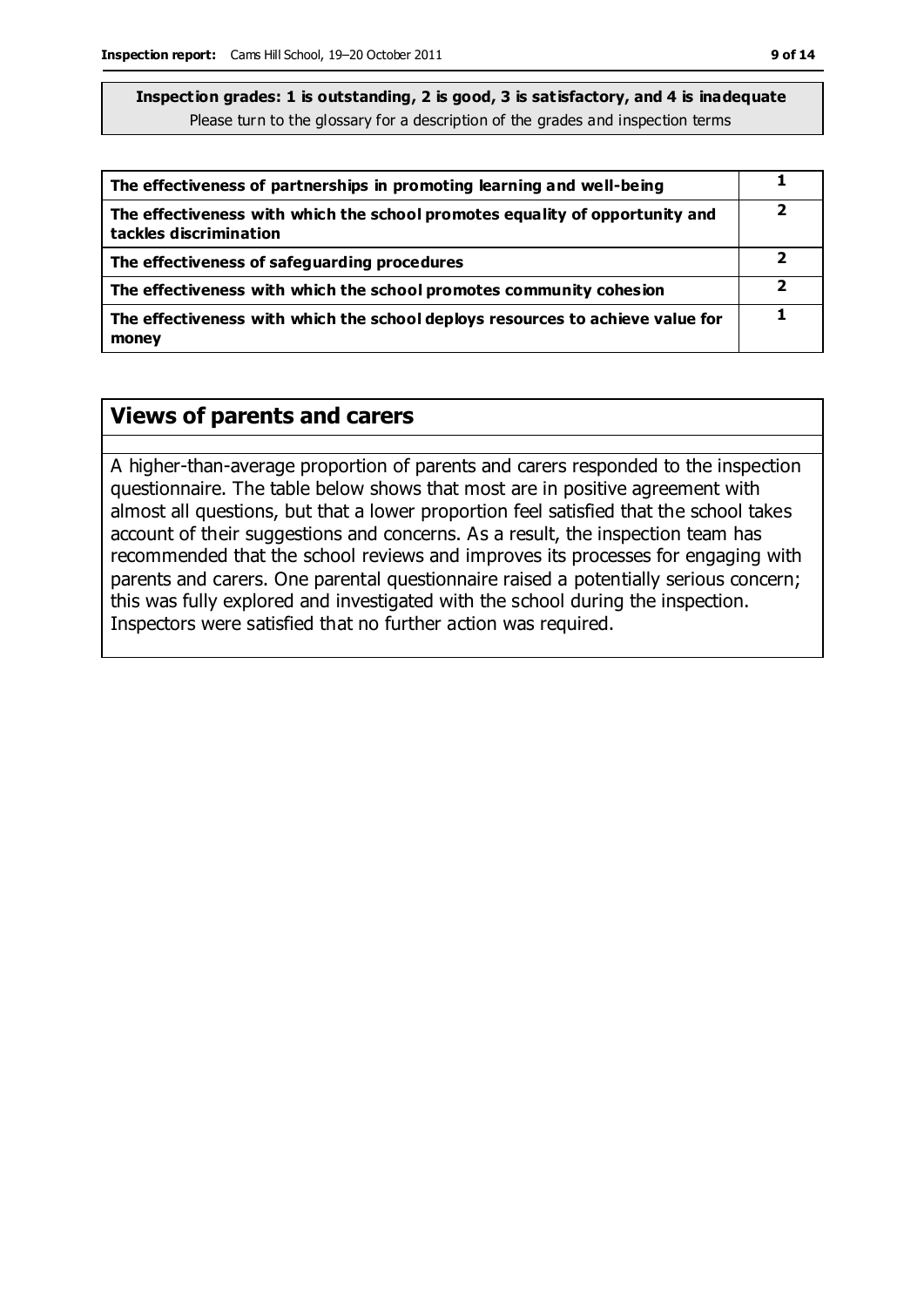**Inspection grades: 1 is outstanding, 2 is good, 3 is satisfactory, and 4 is inadequate**
Please turn to the glossary for a description of the grades and inspection terms

| | |
|---|---|
| **The effectiveness of partnerships in promoting learning and well-being** | **1** |
| **The effectiveness with which the school promotes equality of opportunity and tackles discrimination** | **2** |
| **The effectiveness of safeguarding procedures** | **2** |
| **The effectiveness with which the school promotes community cohesion** | **2** |
| **The effectiveness with which the school deploys resources to achieve value for money** | **1** |

## Views of parents and carers

A higher-than-average proportion of parents and carers responded to the inspection questionnaire. The table below shows that most are in positive agreement with almost all questions, but that a lower proportion feel satisfied that the school takes account of their suggestions and concerns. As a result, the inspection team has recommended that the school reviews and improves its processes for engaging with parents and carers. One parental questionnaire raised a potentially serious concern; this was fully explored and investigated with the school during the inspection. Inspectors were satisfied that no further action was required.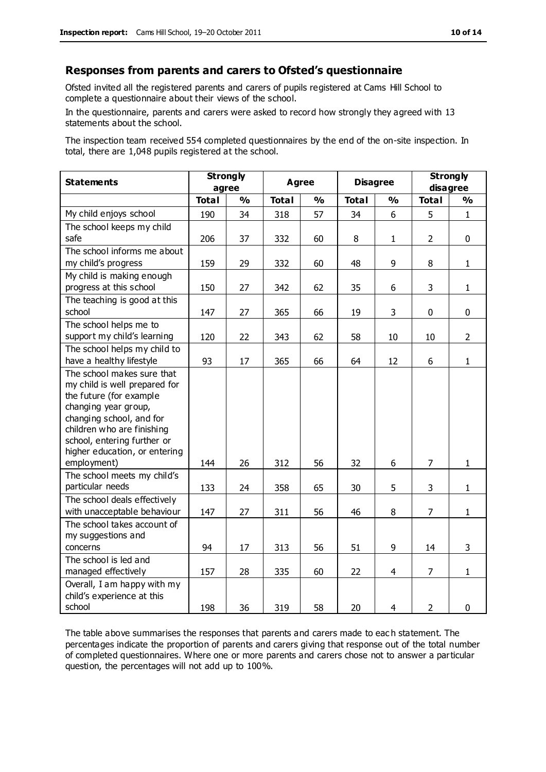## Responses from parents and carers to Ofsted's questionnaire

Ofsted invited all the registered parents and carers of pupils registered at Cams Hill School to complete a questionnaire about their views of the school.

In the questionnaire, parents and carers were asked to record how strongly they agreed with 13 statements about the school.

The inspection team received 554 completed questionnaires by the end of the on-site inspection. In total, there are 1,048 pupils registered at the school.

| Statements | Strongly agree | | Agree | | Disagree | | Strongly disagree | |
|---|---|---|---|---|---|---|---|---|
| | Total | % | Total | % | Total | % | Total | % |
| My child enjoys school | 190 | 34 | 318 | 57 | 34 | 6 | 5 | 1 |
| The school keeps my child safe | 206 | 37 | 332 | 60 | 8 | 1 | 2 | 0 |
| The school informs me about my child's progress | 159 | 29 | 332 | 60 | 48 | 9 | 8 | 1 |
| My child is making enough progress at this school | 150 | 27 | 342 | 62 | 35 | 6 | 3 | 1 |
| The teaching is good at this school | 147 | 27 | 365 | 66 | 19 | 3 | 0 | 0 |
| The school helps me to support my child's learning | 120 | 22 | 343 | 62 | 58 | 10 | 10 | 2 |
| The school helps my child to have a healthy lifestyle | 93 | 17 | 365 | 66 | 64 | 12 | 6 | 1 |
| The school makes sure that my child is well prepared for the future (for example changing year group, changing school, and for children who are finishing school, entering further or higher education, or entering employment) | 144 | 26 | 312 | 56 | 32 | 6 | 7 | 1 |
| The school meets my child's particular needs | 133 | 24 | 358 | 65 | 30 | 5 | 3 | 1 |
| The school deals effectively with unacceptable behaviour | 147 | 27 | 311 | 56 | 46 | 8 | 7 | 1 |
| The school takes account of my suggestions and concerns | 94 | 17 | 313 | 56 | 51 | 9 | 14 | 3 |
| The school is led and managed effectively | 157 | 28 | 335 | 60 | 22 | 4 | 7 | 1 |
| Overall, I am happy with my child's experience at this school | 198 | 36 | 319 | 58 | 20 | 4 | 2 | 0 |

The table above summarises the responses that parents and carers made to each statement. The percentages indicate the proportion of parents and carers giving that response out of the total number of completed questionnaires. Where one or more parents and carers chose not to answer a particular question, the percentages will not add up to 100%.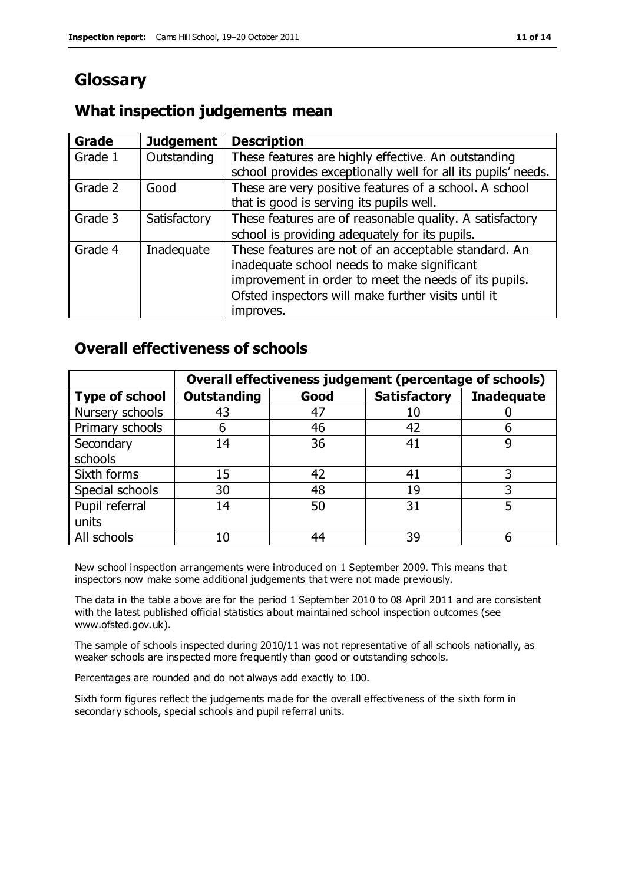# Glossary

## What inspection judgements mean

| Grade | Judgement | Description |
| --- | --- | --- |
| Grade 1 | Outstanding | These features are highly effective. An outstanding school provides exceptionally well for all its pupils' needs. |
| Grade 2 | Good | These are very positive features of a school. A school that is good is serving its pupils well. |
| Grade 3 | Satisfactory | These features are of reasonable quality. A satisfactory school is providing adequately for its pupils. |
| Grade 4 | Inadequate | These features are not of an acceptable standard. An inadequate school needs to make significant improvement in order to meet the needs of its pupils. Ofsted inspectors will make further visits until it improves. |

## Overall effectiveness of schools

| | Overall effectiveness judgement (percentage of schools) | | | |
| --- | --- | --- | --- | --- |
| **Type of school** | **Outstanding** | **Good** | **Satisfactory** | **Inadequate** |
| Nursery schools | 43 | 47 | 10 | 0 |
| Primary schools | 6 | 46 | 42 | 6 |
| Secondary schools | 14 | 36 | 41 | 9 |
| Sixth forms | 15 | 42 | 41 | 3 |
| Special schools | 30 | 48 | 19 | 3 |
| Pupil referral units | 14 | 50 | 31 | 5 |
| All schools | 10 | 44 | 39 | 6 |

New school inspection arrangements were introduced on 1 September 2009. This means that inspectors now make some additional judgements that were not made previously.

The data in the table above are for the period 1 September 2010 to 08 April 2011 and are consistent with the latest published official statistics about maintained school inspection outcomes (see www.ofsted.gov.uk).

The sample of schools inspected during 2010/11 was not representative of all schools nationally, as weaker schools are inspected more frequently than good or outstanding schools.

Percentages are rounded and do not always add exactly to 100.

Sixth form figures reflect the judgements made for the overall effectiveness of the sixth form in secondary schools, special schools and pupil referral units.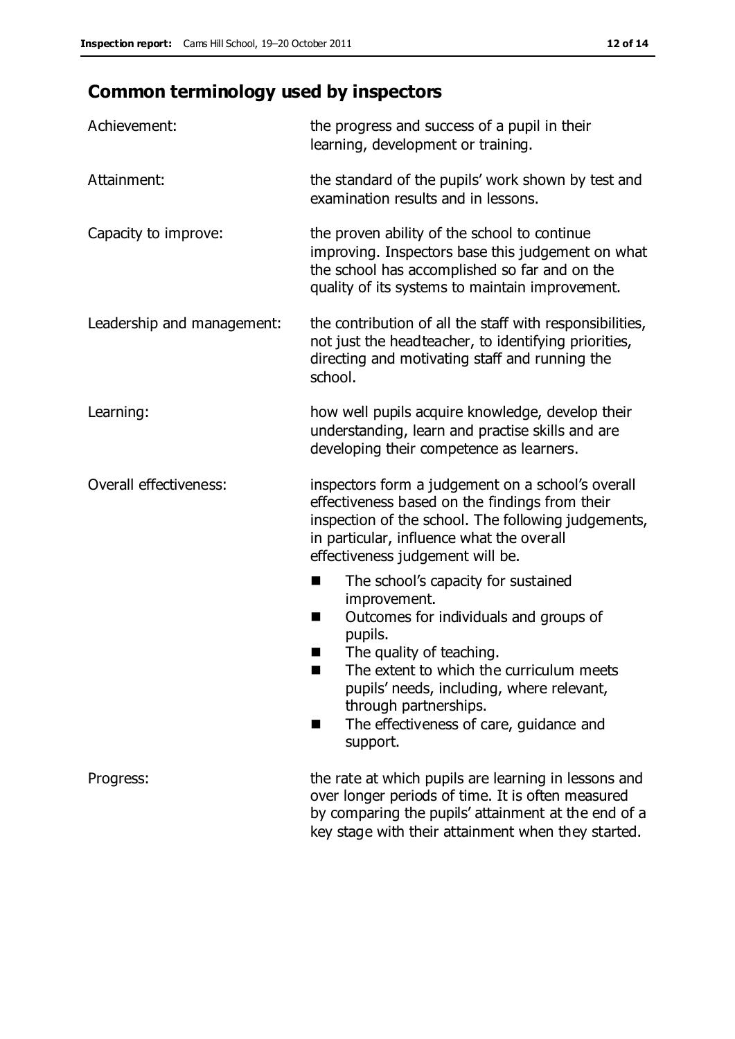## Common terminology used by inspectors

| | |
|---|---|
| Achievement: | the progress and success of a pupil in their learning, development or training. |
| Attainment: | the standard of the pupils' work shown by test and examination results and in lessons. |
| Capacity to improve: | the proven ability of the school to continue improving. Inspectors base this judgement on what the school has accomplished so far and on the quality of its systems to maintain improvement. |
| Leadership and management: | the contribution of all the staff with responsibilities, not just the headteacher, to identifying priorities, directing and motivating staff and running the school. |
| Learning: | how well pupils acquire knowledge, develop their understanding, learn and practise skills and are developing their competence as learners. |
| Overall effectiveness: | inspectors form a judgement on a school's overall effectiveness based on the findings from their inspection of the school. The following judgements, in particular, influence what the overall effectiveness judgement will be.<br>■ The school's capacity for sustained improvement.<br>■ Outcomes for individuals and groups of pupils.<br>■ The quality of teaching.<br>■ The extent to which the curriculum meets pupils' needs, including, where relevant, through partnerships.<br>■ The effectiveness of care, guidance and support. |
| Progress: | the rate at which pupils are learning in lessons and over longer periods of time. It is often measured by comparing the pupils' attainment at the end of a key stage with their attainment when they started. |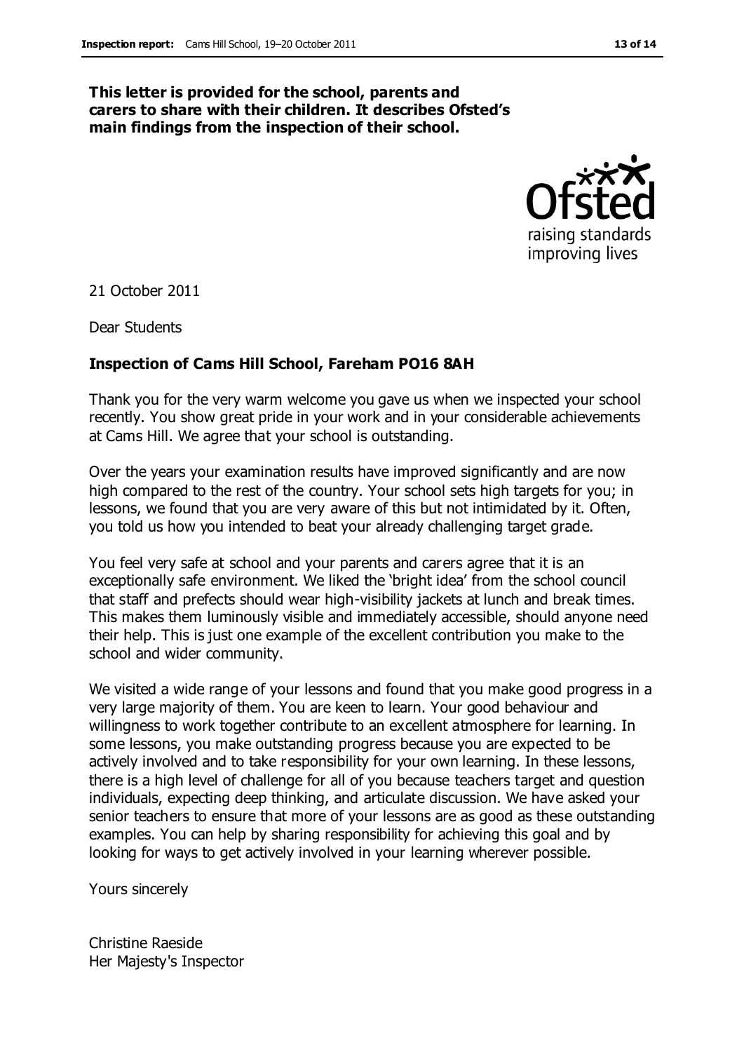**This letter is provided for the school, parents and carers to share with their children. It describes Ofsted's main findings from the inspection of their school.**

21 October 2011

Dear Students

**Inspection of Cams Hill School, Fareham PO16 8AH**

Thank you for the very warm welcome you gave us when we inspected your school recently. You show great pride in your work and in your considerable achievements at Cams Hill. We agree that your school is outstanding.

Over the years your examination results have improved significantly and are now high compared to the rest of the country. Your school sets high targets for you; in lessons, we found that you are very aware of this but not intimidated by it. Often, you told us how you intended to beat your already challenging target grade.

You feel very safe at school and your parents and carers agree that it is an exceptionally safe environment. We liked the 'bright idea' from the school council that staff and prefects should wear high-visibility jackets at lunch and break times. This makes them luminously visible and immediately accessible, should anyone need their help. This is just one example of the excellent contribution you make to the school and wider community.

We visited a wide range of your lessons and found that you make good progress in a very large majority of them. You are keen to learn. Your good behaviour and willingness to work together contribute to an excellent atmosphere for learning. In some lessons, you make outstanding progress because you are expected to be actively involved and to take responsibility for your own learning. In these lessons, there is a high level of challenge for all of you because teachers target and question individuals, expecting deep thinking, and articulate discussion. We have asked your senior teachers to ensure that more of your lessons are as good as these outstanding examples. You can help by sharing responsibility for achieving this goal and by looking for ways to get actively involved in your learning wherever possible.

Yours sincerely

Christine Raeside
Her Majesty's Inspector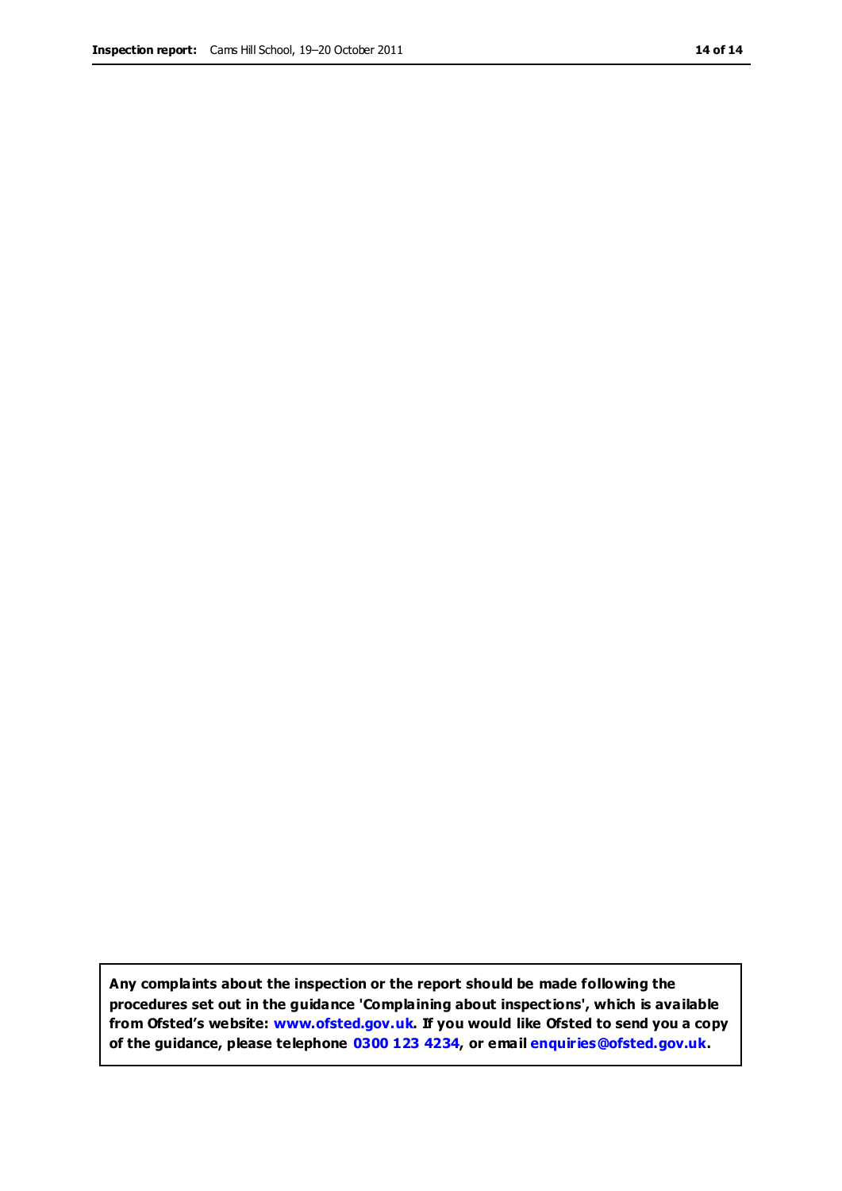**Any complaints about the inspection or the report should be made following the procedures set out in the guidance 'Complaining about inspections', which is available from Ofsted's website: www.ofsted.gov.uk. If you would like Ofsted to send you a copy of the guidance, please telephone 0300 123 4234, or email enquiries@ofsted.gov.uk.**